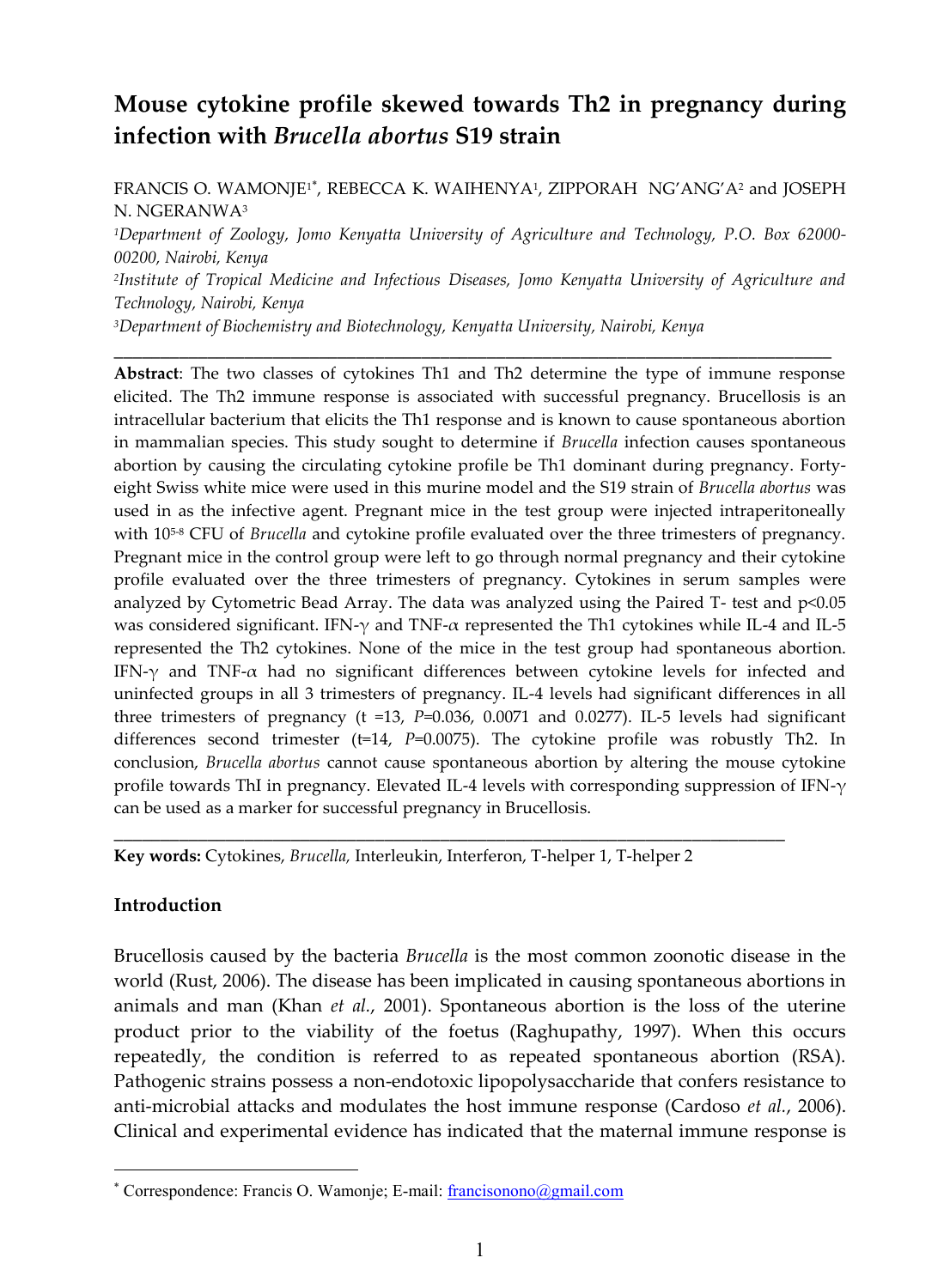# Mouse cytokine profile skewed towards Th2 in pregnancy during infection with *Brucella abortus* S19 strain

FRANCIS O. WAMONJE[1*], REBECCA K. WAIHENYA[1], ZIPPORAH NG'ANG'A[2] and JOSEPH N. NGERANWA[3]

[1]*Department of Zoology, Jomo Kenyatta University of Agriculture and Technology, P.O. Box 62000-00200, Nairobi, Kenya*

[2]*Institute of Tropical Medicine and Infectious Diseases, Jomo Kenyatta University of Agriculture and Technology, Nairobi, Kenya*

[3]*Department of Biochemistry and Biotechnology, Kenyatta University, Nairobi, Kenya*

---

**Abstract**: The two classes of cytokines Th1 and Th2 determine the type of immune response elicited. The Th2 immune response is associated with successful pregnancy. Brucellosis is an intracellular bacterium that elicits the Th1 response and is known to cause spontaneous abortion in mammalian species. This study sought to determine if *Brucella* infection causes spontaneous abortion by causing the circulating cytokine profile be Th1 dominant during pregnancy. Forty-eight Swiss white mice were used in this murine model and the S19 strain of *Brucella abortus* was used in as the infective agent. Pregnant mice in the test group were injected intraperitoneally with $10^{5-8}$ CFU of *Brucella* and cytokine profile evaluated over the three trimesters of pregnancy. Pregnant mice in the control group were left to go through normal pregnancy and their cytokine profile evaluated over the three trimesters of pregnancy. Cytokines in serum samples were analyzed by Cytometric Bead Array. The data was analyzed using the Paired T- test and $p<0.05$ was considered significant. IFN-$\gamma$ and TNF-$\alpha$ represented the Th1 cytokines while IL-4 and IL-5 represented the Th2 cytokines. None of the mice in the test group had spontaneous abortion. IFN-$\gamma$ and TNF-$\alpha$ had no significant differences between cytokine levels for infected and uninfected groups in all 3 trimesters of pregnancy. IL-4 levels had significant differences in all three trimesters of pregnancy ($t = 13$, $P$=0.036, 0.0071 and 0.0277). IL-5 levels had significant differences second trimester ($t$=14, $P$=0.0075). The cytokine profile was robustly Th2. In conclusion, *Brucella abortus* cannot cause spontaneous abortion by altering the mouse cytokine profile towards ThI in pregnancy. Elevated IL-4 levels with corresponding suppression of IFN-$\gamma$ can be used as a marker for successful pregnancy in Brucellosis.

---

**Key words:** Cytokines, *Brucella,* Interleukin, Interferon, T-helper 1, T-helper 2

## Introduction

Brucellosis caused by the bacteria *Brucella* is the most common zoonotic disease in the world (Rust, 2006). The disease has been implicated in causing spontaneous abortions in animals and man (Khan *et al.*, 2001). Spontaneous abortion is the loss of the uterine product prior to the viability of the foetus (Raghupathy, 1997). When this occurs repeatedly, the condition is referred to as repeated spontaneous abortion (RSA). Pathogenic strains possess a non-endotoxic lipopolysaccharide that confers resistance to anti-microbial attacks and modulates the host immune response (Cardoso *et al.*, 2006). Clinical and experimental evidence has indicated that the maternal immune response is

[*] Correspondence: Francis O. Wamonje; E-mail: francisonono@gmail.com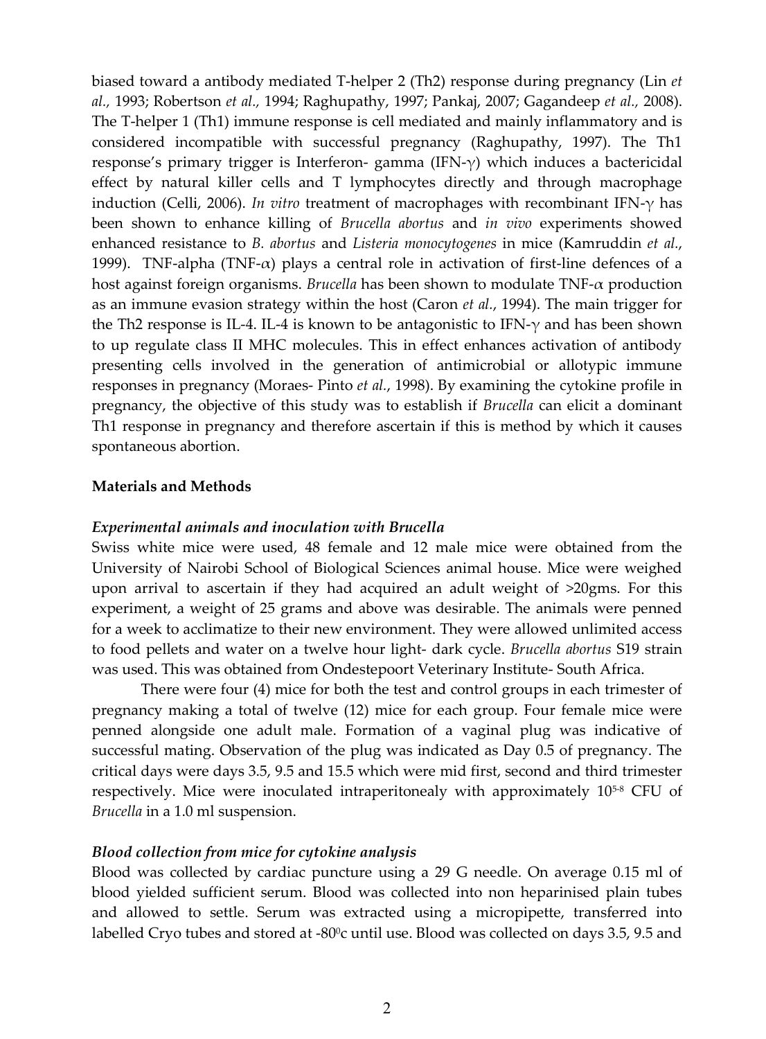biased toward a antibody mediated T-helper 2 (Th2) response during pregnancy (Lin *et al.*, 1993; Robertson *et al.*, 1994; Raghupathy, 1997; Pankaj, 2007; Gagandeep *et al.*, 2008). The T-helper 1 (Th1) immune response is cell mediated and mainly inflammatory and is considered incompatible with successful pregnancy (Raghupathy, 1997). The Th1 response's primary trigger is Interferon- gamma (IFN-$\gamma$) which induces a bactericidal effect by natural killer cells and T lymphocytes directly and through macrophage induction (Celli, 2006). *In vitro* treatment of macrophages with recombinant IFN-$\gamma$ has been shown to enhance killing of *Brucella abortus* and *in vivo* experiments showed enhanced resistance to *B. abortus* and *Listeria monocytogenes* in mice (Kamruddin *et al.*, 1999). TNF-alpha (TNF-$\alpha$) plays a central role in activation of first-line defences of a host against foreign organisms. *Brucella* has been shown to modulate TNF-$\alpha$ production as an immune evasion strategy within the host (Caron *et al.*, 1994). The main trigger for the Th2 response is IL-4. IL-4 is known to be antagonistic to IFN-$\gamma$ and has been shown to up regulate class II MHC molecules. This in effect enhances activation of antibody presenting cells involved in the generation of antimicrobial or allotypic immune responses in pregnancy (Moraes- Pinto *et al.*, 1998). By examining the cytokine profile in pregnancy, the objective of this study was to establish if *Brucella* can elicit a dominant Th1 response in pregnancy and therefore ascertain if this is method by which it causes spontaneous abortion.

## Materials and Methods

### *Experimental animals and inoculation with Brucella*

Swiss white mice were used, 48 female and 12 male mice were obtained from the University of Nairobi School of Biological Sciences animal house. Mice were weighed upon arrival to ascertain if they had acquired an adult weight of >20gms. For this experiment, a weight of 25 grams and above was desirable. The animals were penned for a week to acclimatize to their new environment. They were allowed unlimited access to food pellets and water on a twelve hour light- dark cycle. *Brucella abortus* S19 strain was used. This was obtained from Ondestepoort Veterinary Institute- South Africa.

There were four (4) mice for both the test and control groups in each trimester of pregnancy making a total of twelve (12) mice for each group. Four female mice were penned alongside one adult male. Formation of a vaginal plug was indicative of successful mating. Observation of the plug was indicated as Day 0.5 of pregnancy. The critical days were days 3.5, 9.5 and 15.5 which were mid first, second and third trimester respectively. Mice were inoculated intraperitonealy with approximately $10^{5-8}$ CFU of *Brucella* in a 1.0 ml suspension.

### *Blood collection from mice for cytokine analysis*

Blood was collected by cardiac puncture using a 29 G needle. On average 0.15 ml of blood yielded sufficient serum. Blood was collected into non heparinised plain tubes and allowed to settle. Serum was extracted using a micropipette, transferred into labelled Cryo tubes and stored at -80$^{0}$c until use. Blood was collected on days 3.5, 9.5 and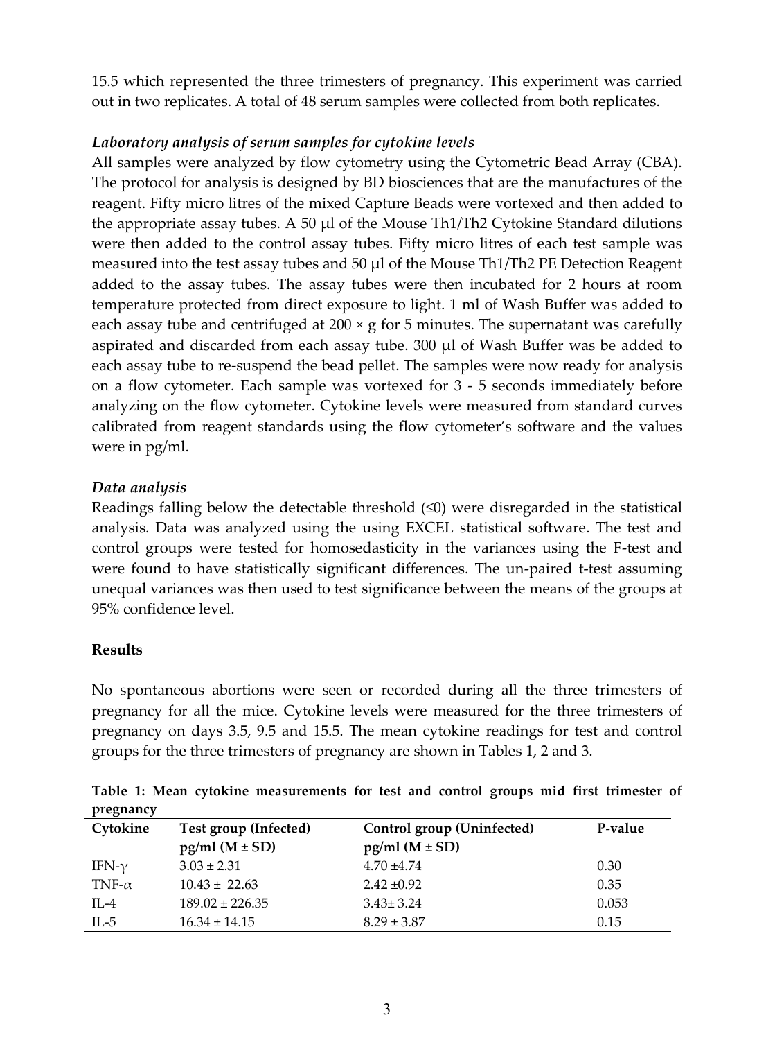15.5 which represented the three trimesters of pregnancy. This experiment was carried out in two replicates. A total of 48 serum samples were collected from both replicates.

### *Laboratory analysis of serum samples for cytokine levels*

All samples were analyzed by flow cytometry using the Cytometric Bead Array (CBA). The protocol for analysis is designed by BD biosciences that are the manufactures of the reagent. Fifty micro litres of the mixed Capture Beads were vortexed and then added to the appropriate assay tubes. A 50 μl of the Mouse Th1/Th2 Cytokine Standard dilutions were then added to the control assay tubes. Fifty micro litres of each test sample was measured into the test assay tubes and 50 μl of the Mouse Th1/Th2 PE Detection Reagent added to the assay tubes. The assay tubes were then incubated for 2 hours at room temperature protected from direct exposure to light. 1 ml of Wash Buffer was added to each assay tube and centrifuged at 200 × g for 5 minutes. The supernatant was carefully aspirated and discarded from each assay tube. 300 μl of Wash Buffer was be added to each assay tube to re-suspend the bead pellet. The samples were now ready for analysis on a flow cytometer. Each sample was vortexed for 3 - 5 seconds immediately before analyzing on the flow cytometer. Cytokine levels were measured from standard curves calibrated from reagent standards using the flow cytometer's software and the values were in pg/ml.

### *Data analysis*

Readings falling below the detectable threshold (≤0) were disregarded in the statistical analysis. Data was analyzed using the using EXCEL statistical software. The test and control groups were tested for homosedasticity in the variances using the F-test and were found to have statistically significant differences. The un-paired t-test assuming unequal variances was then used to test significance between the means of the groups at 95% confidence level.

## **Results**

No spontaneous abortions were seen or recorded during all the three trimesters of pregnancy for all the mice. Cytokine levels were measured for the three trimesters of pregnancy on days 3.5, 9.5 and 15.5. The mean cytokine readings for test and control groups for the three trimesters of pregnancy are shown in Tables 1, 2 and 3.

**Table 1: Mean cytokine measurements for test and control groups mid first trimester of pregnancy**

| Cytokine | Test group (Infected) pg/ml (M ± SD) | Control group (Uninfected) pg/ml (M ± SD) | P-value |
|---|---|---|---|
| IFN-$\gamma$ | 3.03 ± 2.31 | 4.70 ±4.74 | 0.30 |
| TNF-$\alpha$ | 10.43 ± 22.63 | 2.42 ±0.92 | 0.35 |
| IL-4 | 189.02 ± 226.35 | 3.43± 3.24 | 0.053 |
| IL-5 | 16.34 ± 14.15 | 8.29 ± 3.87 | 0.15 |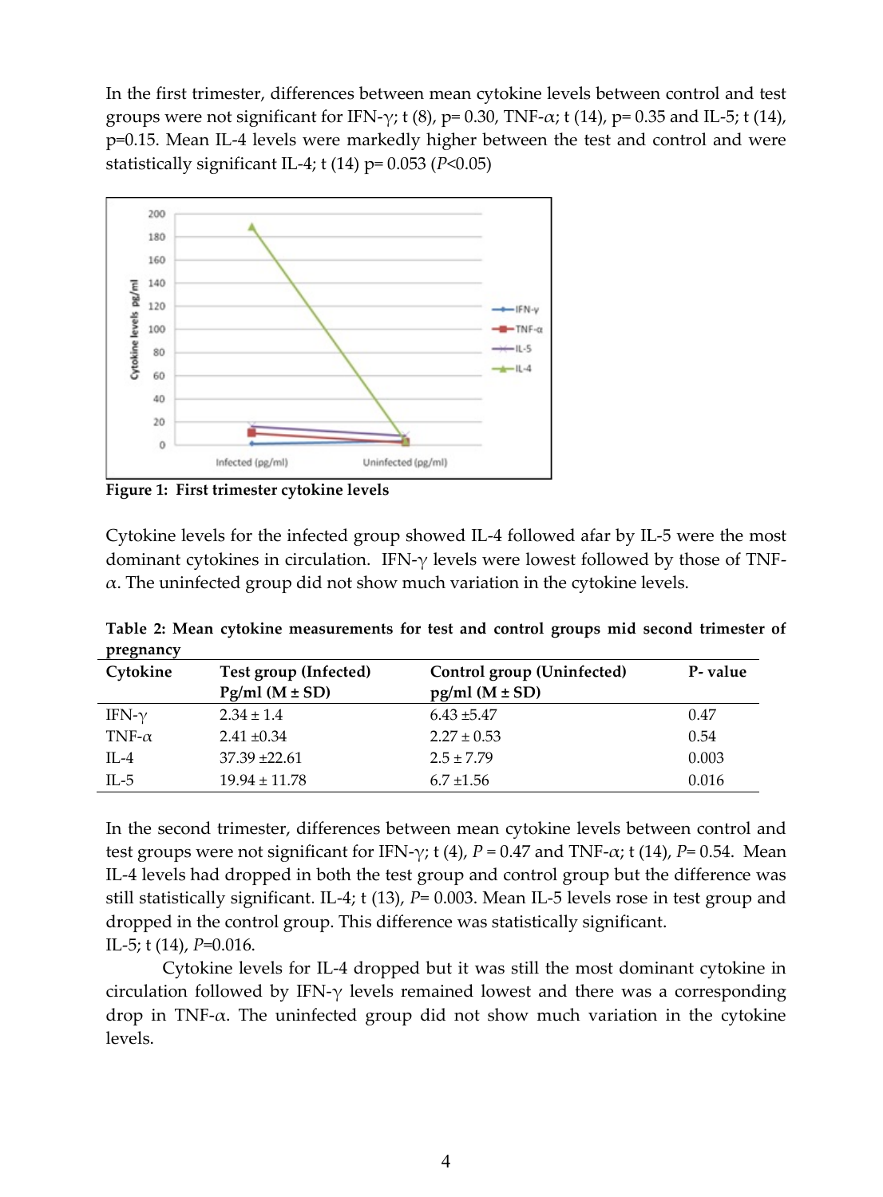In the first trimester, differences between mean cytokine levels between control and test groups were not significant for IFN-γ; t (8), p= 0.30, TNF-α; t (14), p= 0.35 and IL-5; t (14), p=0.15. Mean IL-4 levels were markedly higher between the test and control and were statistically significant IL-4; t (14) p= 0.053 (*P*<0.05)

**Figure 1: First trimester cytokine levels**

Cytokine levels for the infected group showed IL-4 followed afar by IL-5 were the most dominant cytokines in circulation. IFN-γ levels were lowest followed by those of TNF-α. The uninfected group did not show much variation in the cytokine levels.

**Table 2: Mean cytokine measurements for test and control groups mid second trimester of pregnancy**

| Cytokine | Test group (Infected) Pg/ml (M ± SD) | Control group (Uninfected) pg/ml (M ± SD) | P- value |
|---|---|---|---|
| IFN-γ | 2.34 ± 1.4 | 6.43 ±5.47 | 0.47 |
| TNF-α | 2.41 ±0.34 | 2.27 ± 0.53 | 0.54 |
| IL-4 | 37.39 ±22.61 | 2.5 ± 7.79 | 0.003 |
| IL-5 | 19.94 ± 11.78 | 6.7 ±1.56 | 0.016 |

In the second trimester, differences between mean cytokine levels between control and test groups were not significant for IFN-γ; t (4), *P* = 0.47 and TNF-α; t (14), *P*= 0.54. Mean IL-4 levels had dropped in both the test group and control group but the difference was still statistically significant. IL-4; t (13), *P*= 0.003. Mean IL-5 levels rose in test group and dropped in the control group. This difference was statistically significant.
IL-5; t (14), *P*=0.016.

Cytokine levels for IL-4 dropped but it was still the most dominant cytokine in circulation followed by IFN-γ levels remained lowest and there was a corresponding drop in TNF-α. The uninfected group did not show much variation in the cytokine levels.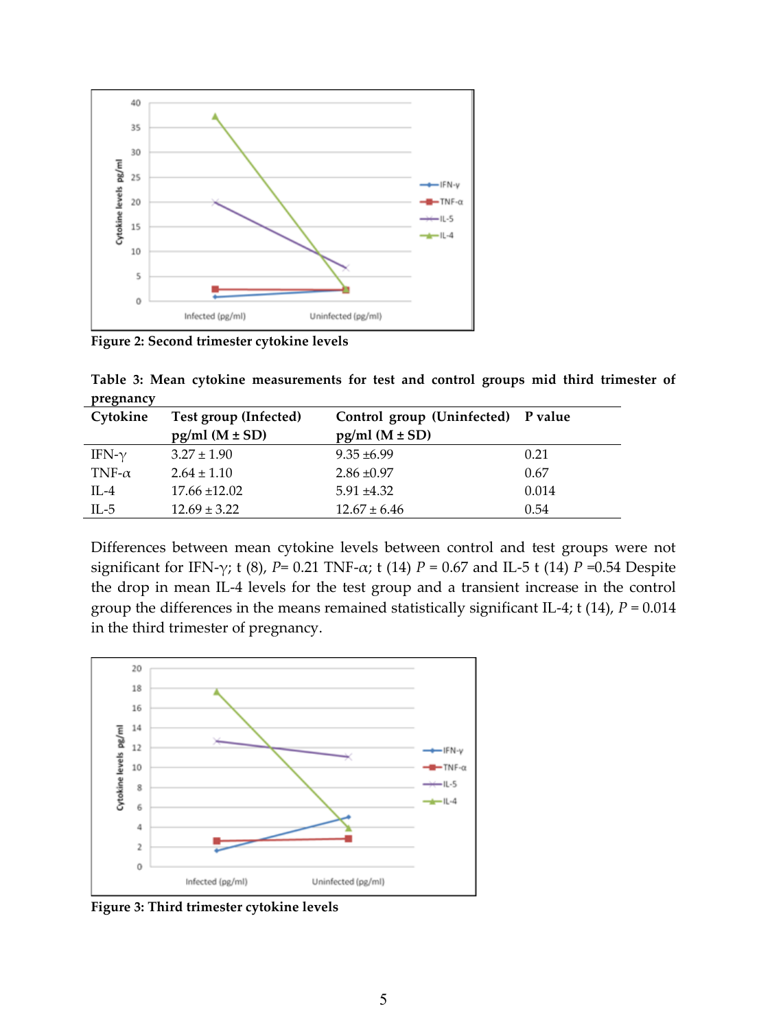**Figure 2: Second trimester cytokine levels**

**Table 3: Mean cytokine measurements for test and control groups mid third trimester of pregnancy**

| Cytokine | Test group (Infected) pg/ml (M ± SD) | Control group (Uninfected) pg/ml (M ± SD) | P value |
|---|---|---|---|
| IFN-$\gamma$ | 3.27 ± 1.90 | 9.35 ±6.99 | 0.21 |
| TNF-$\alpha$ | 2.64 ± 1.10 | 2.86 ±0.97 | 0.67 |
| IL-4 | 17.66 ±12.02 | 5.91 ±4.32 | 0.014 |
| IL-5 | 12.69 ± 3.22 | 12.67 ± 6.46 | 0.54 |

Differences between mean cytokine levels between control and test groups were not significant for IFN-$\gamma$; t (8), $P$= 0.21 TNF-$\alpha$; t (14) $P$ = 0.67 and IL-5 t (14) $P$ =0.54 Despite the drop in mean IL-4 levels for the test group and a transient increase in the control group the differences in the means remained statistically significant IL-4; t (14), $P$ = 0.014 in the third trimester of pregnancy.

**Figure 3: Third trimester cytokine levels**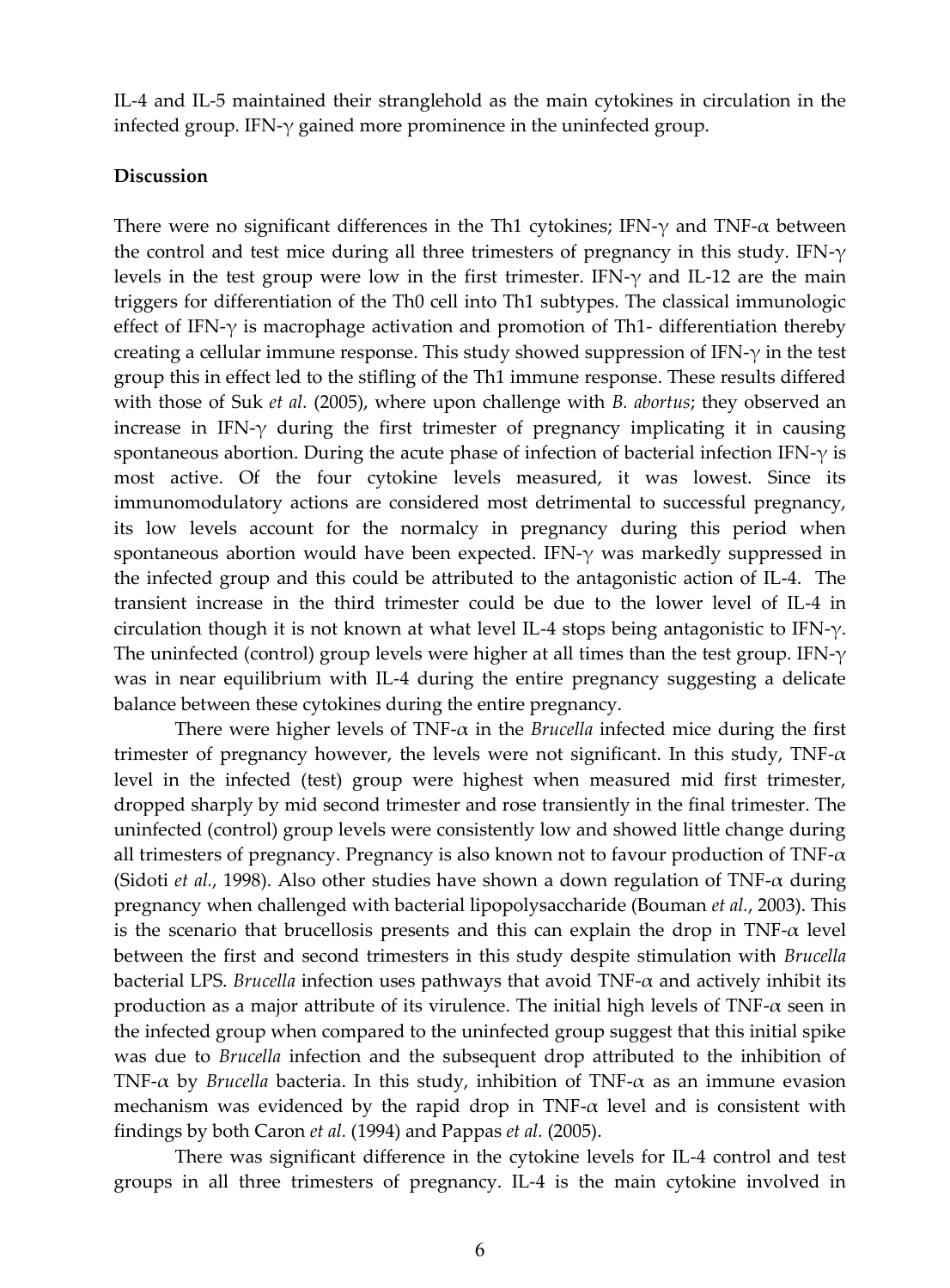IL-4 and IL-5 maintained their stranglehold as the main cytokines in circulation in the infected group. IFN-γ gained more prominence in the uninfected group.

**Discussion**

There were no significant differences in the Th1 cytokines; IFN-γ and TNF-α between the control and test mice during all three trimesters of pregnancy in this study. IFN-γ levels in the test group were low in the first trimester. IFN-γ and IL-12 are the main triggers for differentiation of the Th0 cell into Th1 subtypes. The classical immunologic effect of IFN-γ is macrophage activation and promotion of Th1- differentiation thereby creating a cellular immune response. This study showed suppression of IFN-γ in the test group this in effect led to the stifling of the Th1 immune response. These results differed with those of Suk *et al.* (2005), where upon challenge with *B. abortus*; they observed an increase in IFN-γ during the first trimester of pregnancy implicating it in causing spontaneous abortion. During the acute phase of infection of bacterial infection IFN-γ is most active. Of the four cytokine levels measured, it was lowest. Since its immunomodulatory actions are considered most detrimental to successful pregnancy, its low levels account for the normalcy in pregnancy during this period when spontaneous abortion would have been expected. IFN-γ was markedly suppressed in the infected group and this could be attributed to the antagonistic action of IL-4. The transient increase in the third trimester could be due to the lower level of IL-4 in circulation though it is not known at what level IL-4 stops being antagonistic to IFN-γ. The uninfected (control) group levels were higher at all times than the test group. IFN-γ was in near equilibrium with IL-4 during the entire pregnancy suggesting a delicate balance between these cytokines during the entire pregnancy.

There were higher levels of TNF-α in the *Brucella* infected mice during the first trimester of pregnancy however, the levels were not significant. In this study, TNF-α level in the infected (test) group were highest when measured mid first trimester, dropped sharply by mid second trimester and rose transiently in the final trimester. The uninfected (control) group levels were consistently low and showed little change during all trimesters of pregnancy. Pregnancy is also known not to favour production of TNF-α (Sidoti *et al.*, 1998). Also other studies have shown a down regulation of TNF-α during pregnancy when challenged with bacterial lipopolysaccharide (Bouman *et al.*, 2003). This is the scenario that brucellosis presents and this can explain the drop in TNF-α level between the first and second trimesters in this study despite stimulation with *Brucella* bacterial LPS. *Brucella* infection uses pathways that avoid TNF-α and actively inhibit its production as a major attribute of its virulence. The initial high levels of TNF-α seen in the infected group when compared to the uninfected group suggest that this initial spike was due to *Brucella* infection and the subsequent drop attributed to the inhibition of TNF-α by *Brucella* bacteria. In this study, inhibition of TNF-α as an immune evasion mechanism was evidenced by the rapid drop in TNF-α level and is consistent with findings by both Caron *et al.* (1994) and Pappas *et al.* (2005).

There was significant difference in the cytokine levels for IL-4 control and test groups in all three trimesters of pregnancy. IL-4 is the main cytokine involved in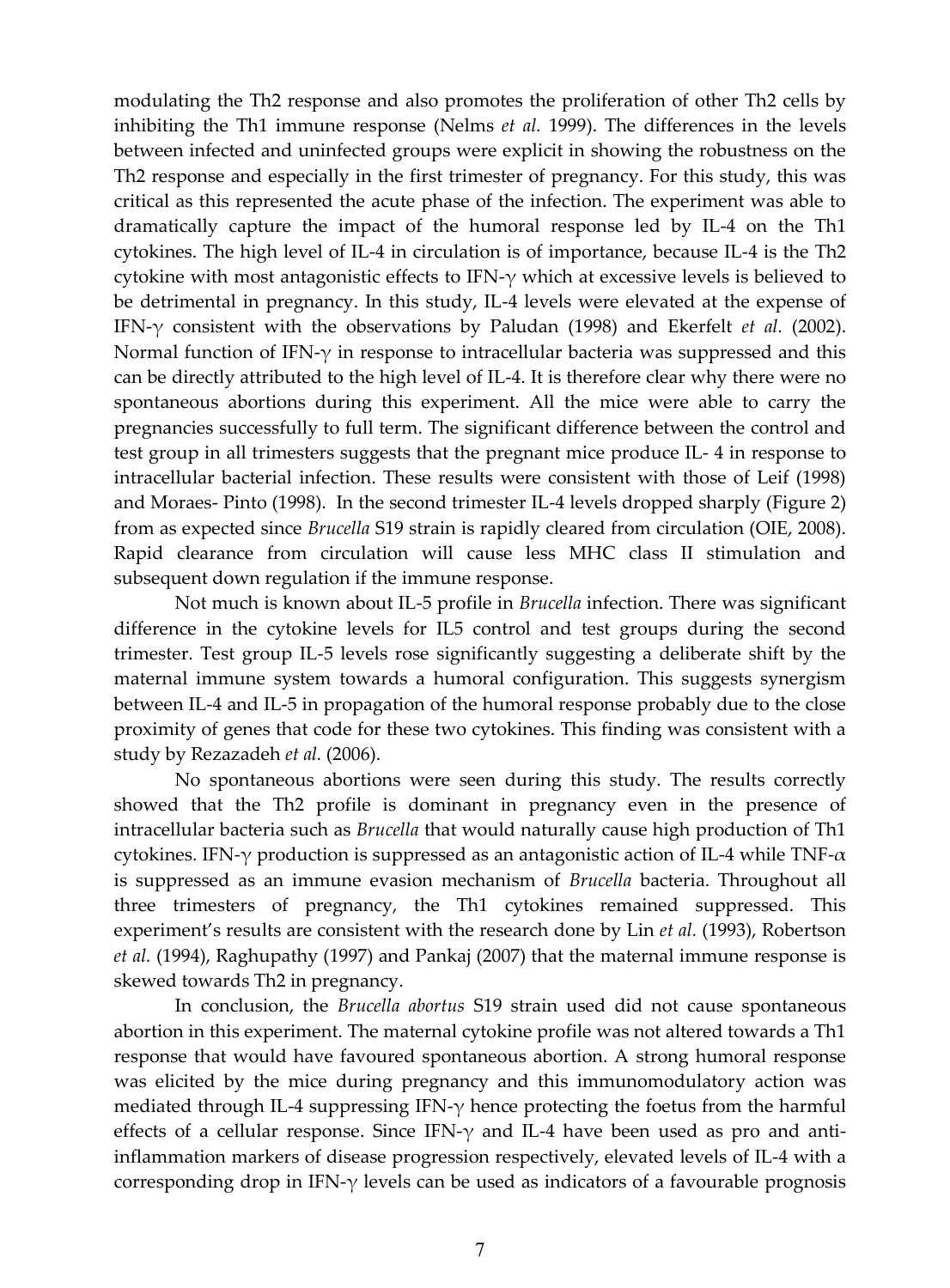modulating the Th2 response and also promotes the proliferation of other Th2 cells by inhibiting the Th1 immune response (Nelms *et al.* 1999). The differences in the levels between infected and uninfected groups were explicit in showing the robustness on the Th2 response and especially in the first trimester of pregnancy. For this study, this was critical as this represented the acute phase of the infection. The experiment was able to dramatically capture the impact of the humoral response led by IL-4 on the Th1 cytokines. The high level of IL-4 in circulation is of importance, because IL-4 is the Th2 cytokine with most antagonistic effects to IFN-$\gamma$ which at excessive levels is believed to be detrimental in pregnancy. In this study, IL-4 levels were elevated at the expense of IFN-$\gamma$ consistent with the observations by Paludan (1998) and Ekerfelt *et al.* (2002). Normal function of IFN-$\gamma$ in response to intracellular bacteria was suppressed and this can be directly attributed to the high level of IL-4. It is therefore clear why there were no spontaneous abortions during this experiment. All the mice were able to carry the pregnancies successfully to full term. The significant difference between the control and test group in all trimesters suggests that the pregnant mice produce IL- 4 in response to intracellular bacterial infection. These results were consistent with those of Leif (1998) and Moraes- Pinto (1998). In the second trimester IL-4 levels dropped sharply (Figure 2) from as expected since *Brucella* S19 strain is rapidly cleared from circulation (OIE, 2008). Rapid clearance from circulation will cause less MHC class II stimulation and subsequent down regulation if the immune response.

Not much is known about IL-5 profile in *Brucella* infection. There was significant difference in the cytokine levels for IL5 control and test groups during the second trimester. Test group IL-5 levels rose significantly suggesting a deliberate shift by the maternal immune system towards a humoral configuration. This suggests synergism between IL-4 and IL-5 in propagation of the humoral response probably due to the close proximity of genes that code for these two cytokines. This finding was consistent with a study by Rezazadeh *et al.* (2006).

No spontaneous abortions were seen during this study. The results correctly showed that the Th2 profile is dominant in pregnancy even in the presence of intracellular bacteria such as *Brucella* that would naturally cause high production of Th1 cytokines. IFN-$\gamma$ production is suppressed as an antagonistic action of IL-4 while TNF-$\alpha$ is suppressed as an immune evasion mechanism of *Brucella* bacteria. Throughout all three trimesters of pregnancy, the Th1 cytokines remained suppressed. This experiment's results are consistent with the research done by Lin *et al.* (1993), Robertson *et al.* (1994), Raghupathy (1997) and Pankaj (2007) that the maternal immune response is skewed towards Th2 in pregnancy.

In conclusion, the *Brucella abortus* S19 strain used did not cause spontaneous abortion in this experiment. The maternal cytokine profile was not altered towards a Th1 response that would have favoured spontaneous abortion. A strong humoral response was elicited by the mice during pregnancy and this immunomodulatory action was mediated through IL-4 suppressing IFN-$\gamma$ hence protecting the foetus from the harmful effects of a cellular response. Since IFN-$\gamma$ and IL-4 have been used as pro and anti-inflammation markers of disease progression respectively, elevated levels of IL-4 with a corresponding drop in IFN-$\gamma$ levels can be used as indicators of a favourable prognosis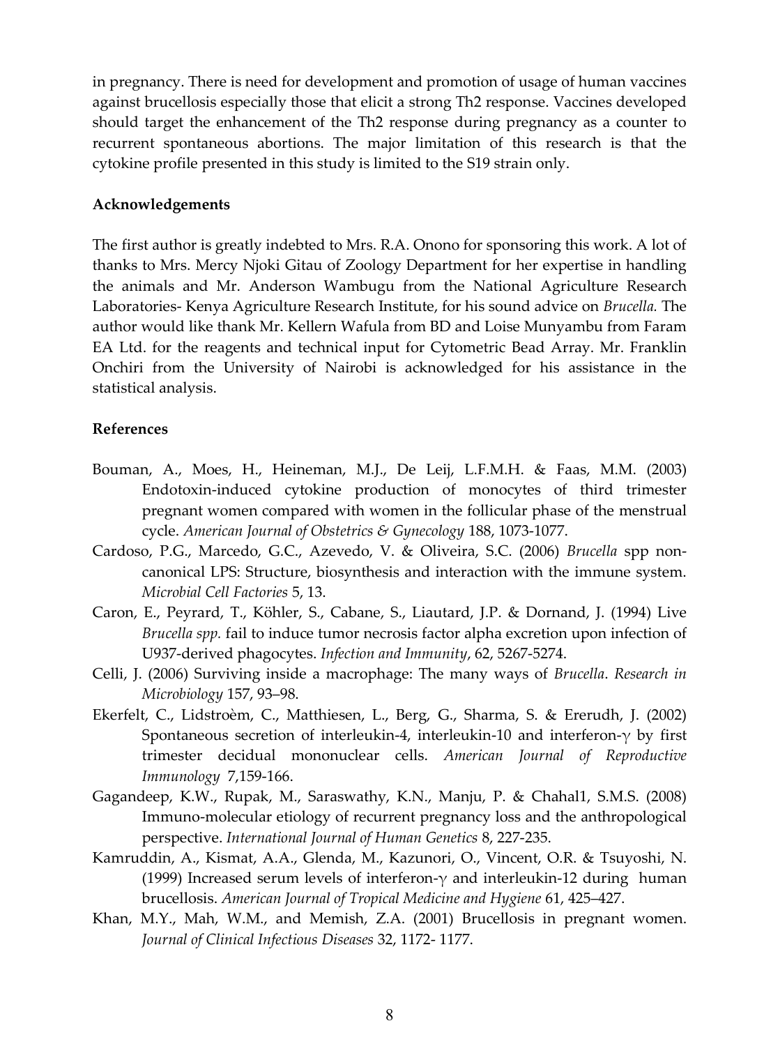in pregnancy. There is need for development and promotion of usage of human vaccines against brucellosis especially those that elicit a strong Th2 response. Vaccines developed should target the enhancement of the Th2 response during pregnancy as a counter to recurrent spontaneous abortions. The major limitation of this research is that the cytokine profile presented in this study is limited to the S19 strain only.

**Acknowledgements**

The first author is greatly indebted to Mrs. R.A. Onono for sponsoring this work. A lot of thanks to Mrs. Mercy Njoki Gitau of Zoology Department for her expertise in handling the animals and Mr. Anderson Wambugu from the National Agriculture Research Laboratories- Kenya Agriculture Research Institute, for his sound advice on *Brucella.* The author would like thank Mr. Kellern Wafula from BD and Loise Munyambu from Faram EA Ltd. for the reagents and technical input for Cytometric Bead Array. Mr. Franklin Onchiri from the University of Nairobi is acknowledged for his assistance in the statistical analysis.

**References**

Bouman, A., Moes, H., Heineman, M.J., De Leij, L.F.M.H. & Faas, M.M. (2003) Endotoxin-induced cytokine production of monocytes of third trimester pregnant women compared with women in the follicular phase of the menstrual cycle. *American Journal of Obstetrics & Gynecology* 188, 1073-1077.

Cardoso, P.G., Marcedo, G.C., Azevedo, V. & Oliveira, S.C. (2006) *Brucella* spp non-canonical LPS: Structure, biosynthesis and interaction with the immune system. *Microbial Cell Factories* 5, 13.

Caron, E., Peyrard, T., Köhler, S., Cabane, S., Liautard, J.P. & Dornand, J. (1994) Live *Brucella spp.* fail to induce tumor necrosis factor alpha excretion upon infection of U937-derived phagocytes. *Infection and Immunity*, 62, 5267-5274.

Celli, J. (2006) Surviving inside a macrophage: The many ways of *Brucella*. *Research in Microbiology* 157, 93–98.

Ekerfelt, C., Lidstroèm, C., Matthiesen, L., Berg, G., Sharma, S. & Ererudh, J. (2002) Spontaneous secretion of interleukin-4, interleukin-10 and interferon-$\gamma$ by first trimester decidual mononuclear cells. *American Journal of Reproductive Immunology* 7,159-166.

Gagandeep, K.W., Rupak, M., Saraswathy, K.N., Manju, P. & Chahal1, S.M.S. (2008) Immuno-molecular etiology of recurrent pregnancy loss and the anthropological perspective. *International Journal of Human Genetics* 8, 227-235.

Kamruddin, A., Kismat, A.A., Glenda, M., Kazunori, O., Vincent, O.R. & Tsuyoshi, N. (1999) Increased serum levels of interferon-$\gamma$ and interleukin-12 during human brucellosis. *American Journal of Tropical Medicine and Hygiene* 61, 425–427.

Khan, M.Y., Mah, W.M., and Memish, Z.A. (2001) Brucellosis in pregnant women. *Journal of Clinical Infectious Diseases* 32, 1172- 1177.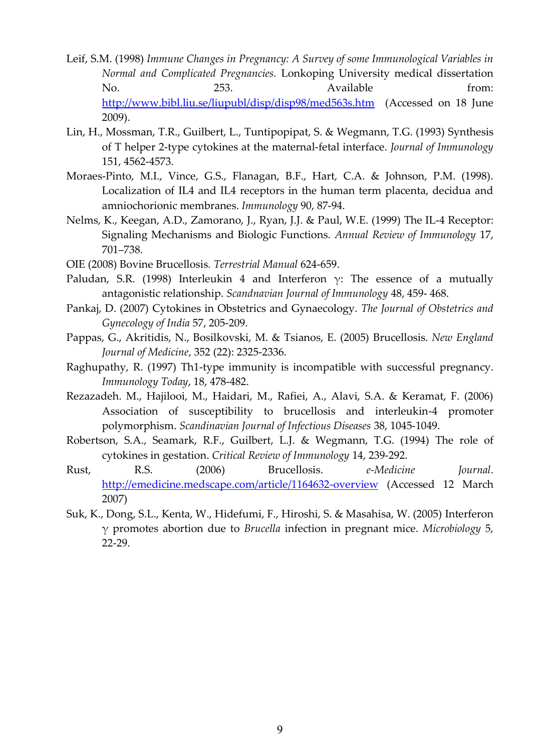Leif, S.M. (1998) *Immune Changes in Pregnancy: A Survey of some Immunological Variables in Normal and Complicated Pregnancies.* Lonkoping University medical dissertation No. 253. Available from: http://www.bibl.liu.se/liupubl/disp/disp98/med563s.htm (Accessed on 18 June 2009).

Lin, H., Mossman, T.R., Guilbert, L., Tuntipopipat, S. & Wegmann, T.G. (1993) Synthesis of T helper 2-type cytokines at the maternal-fetal interface. *Journal of Immunology* 151, 4562-4573.

Moraes-Pinto, M.I., Vince, G.S., Flanagan, B.F., Hart, C.A. & Johnson, P.M. (1998). Localization of IL4 and IL4 receptors in the human term placenta, decidua and amniochorionic membranes. *Immunology* 90, 87-94.

Nelms, K., Keegan, A.D., Zamorano, J., Ryan, J.J. & Paul, W.E. (1999) The IL-4 Receptor: Signaling Mechanisms and Biologic Functions. *Annual Review of Immunology* 17, 701–738.

OIE (2008) Bovine Brucellosis. *Terrestrial Manual* 624-659.

Paludan, S.R. (1998) Interleukin 4 and Interferon γ: The essence of a mutually antagonistic relationship. *Scandnavian Journal of Immunology* 48, 459- 468.

Pankaj, D. (2007) Cytokines in Obstetrics and Gynaecology. *The Journal of Obstetrics and Gynecology of India* 57, 205-209.

Pappas, G., Akritidis, N., Bosilkovski, M. & Tsianos, E. (2005) Brucellosis. *New England Journal of Medicine*, 352 (22): 2325-2336.

Raghupathy, R. (1997) Th1-type immunity is incompatible with successful pregnancy. *Immunology Today*, 18, 478-482.

Rezazadeh. M., Hajilooi, M., Haidari, M., Rafiei, A., Alavi, S.A. & Keramat, F. (2006) Association of susceptibility to brucellosis and interleukin-4 promoter polymorphism. *Scandinavian Journal of Infectious Diseases* 38, 1045-1049.

Robertson, S.A., Seamark, R.F., Guilbert, L.J. & Wegmann, T.G. (1994) The role of cytokines in gestation. *Critical Review of Immunology* 14, 239-292.

Rust, R.S. (2006) Brucellosis. *e-Medicine Journal*. http://emedicine.medscape.com/article/1164632-overview (Accessed 12 March 2007)

Suk, K., Dong, S.L., Kenta, W., Hidefumi, F., Hiroshi, S. & Masahisa, W. (2005) Interferon γ promotes abortion due to *Brucella* infection in pregnant mice. *Microbiology* 5, 22-29.